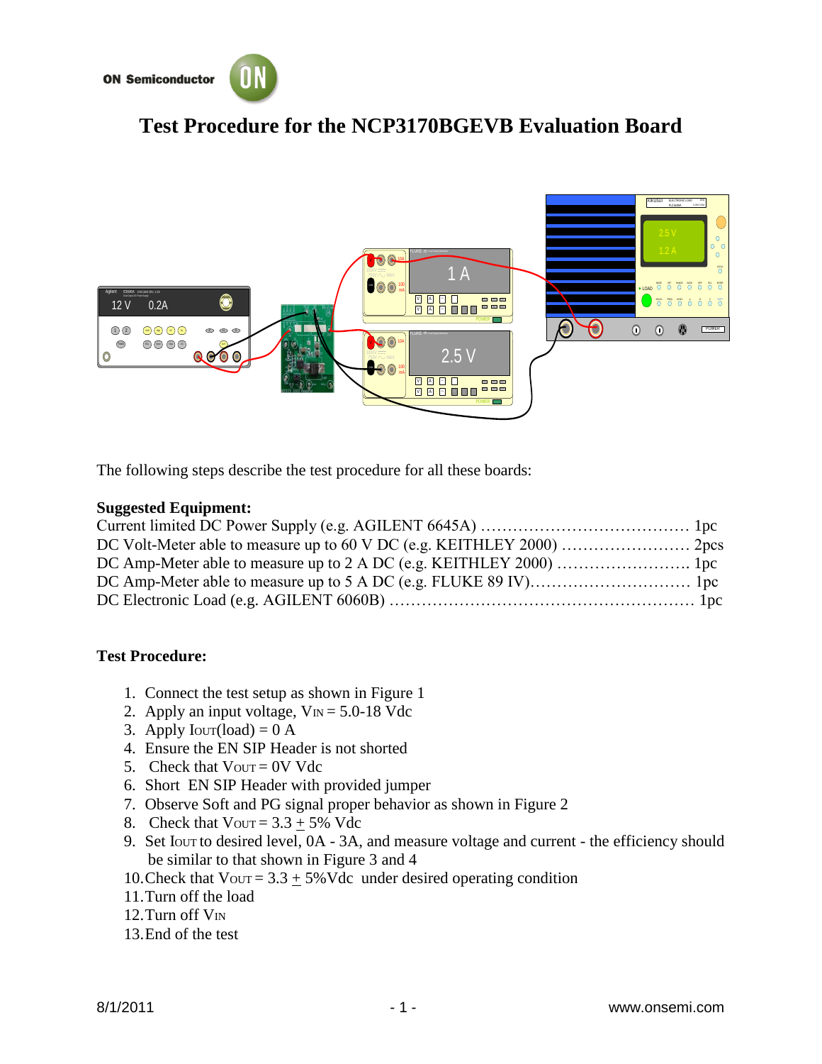ON Semiconductor

# Test Procedure for the NCP3170BGEVB Evaluation Board

The following steps describe the test procedure for all these boards:

**Suggested Equipment:**

Current limited DC Power Supply (e.g. AGILENT 6645A) ………………………………… 1pc
DC Volt-Meter able to measure up to 60 V DC (e.g. KEITHLEY 2000) …………………… 2pcs
DC Amp-Meter able to measure up to 2 A DC (e.g. KEITHLEY 2000) ……………………. 1pc
DC Amp-Meter able to measure up to 5 A DC (e.g. FLUKE 89 IV)………………………… 1pc
DC Electronic Load (e.g. AGILENT 6060B) ………………………………………………… 1pc

**Test Procedure:**

1. Connect the test setup as shown in Figure 1
2. Apply an input voltage, $V_{IN}$ = 5.0-18 Vdc
3. Apply $I_{OUT}$(load) = 0 A
4. Ensure the EN SIP Header is not shorted
5. Check that $V_{OUT}$ = 0V Vdc
6. Short EN SIP Header with provided jumper
7. Observe Soft and PG signal proper behavior as shown in Figure 2
8. Check that $V_{OUT}$ = 3.3 $\pm$ 5% Vdc
9. Set $I_{OUT}$ to desired level, 0A - 3A, and measure voltage and current - the efficiency should be similar to that shown in Figure 3 and 4
10. Check that $V_{OUT}$ = 3.3 $\pm$ 5%Vdc under desired operating condition
11. Turn off the load
12. Turn off $V_{IN}$
13. End of the test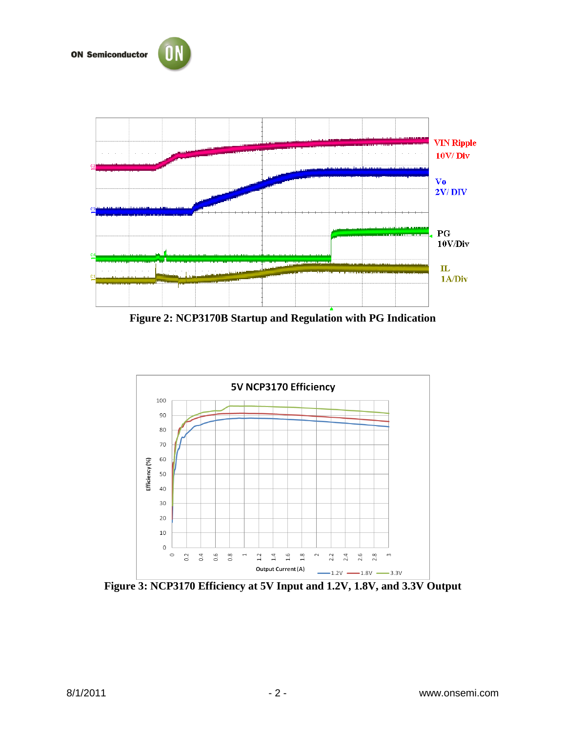Figure 2: NCP3170B Startup and Regulation with PG Indication

Figure 3: NCP3170 Efficiency at 5V Input and 1.2V, 1.8V, and 3.3V Output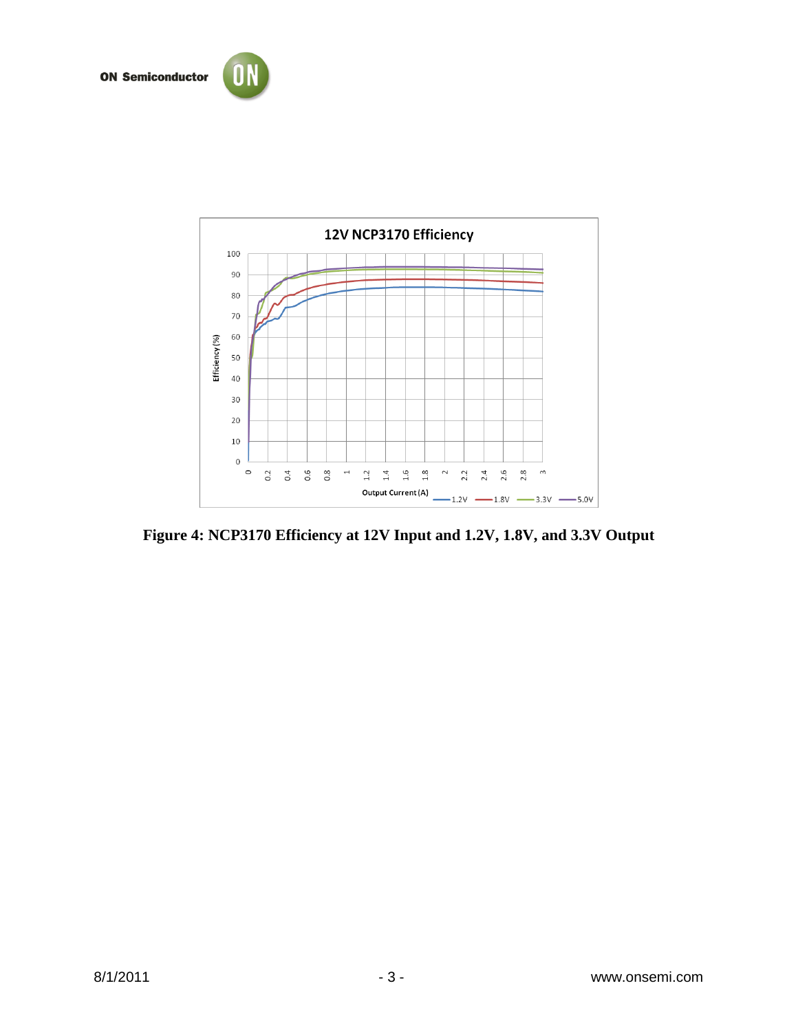12V NCP3170 Efficiency

Efficiency (%)

100
90
80
70
60
50
40
30
20
10
0

0 0.2 0.4 0.6 0.8 1 1.2 1.4 1.6 1.8 2 2.2 2.4 2.6 2.8 3

Output Current (A)

1.2V 1.8V 3.3V 5.0V

**Figure 4: NCP3170 Efficiency at 12V Input and 1.2V, 1.8V, and 3.3V Output**